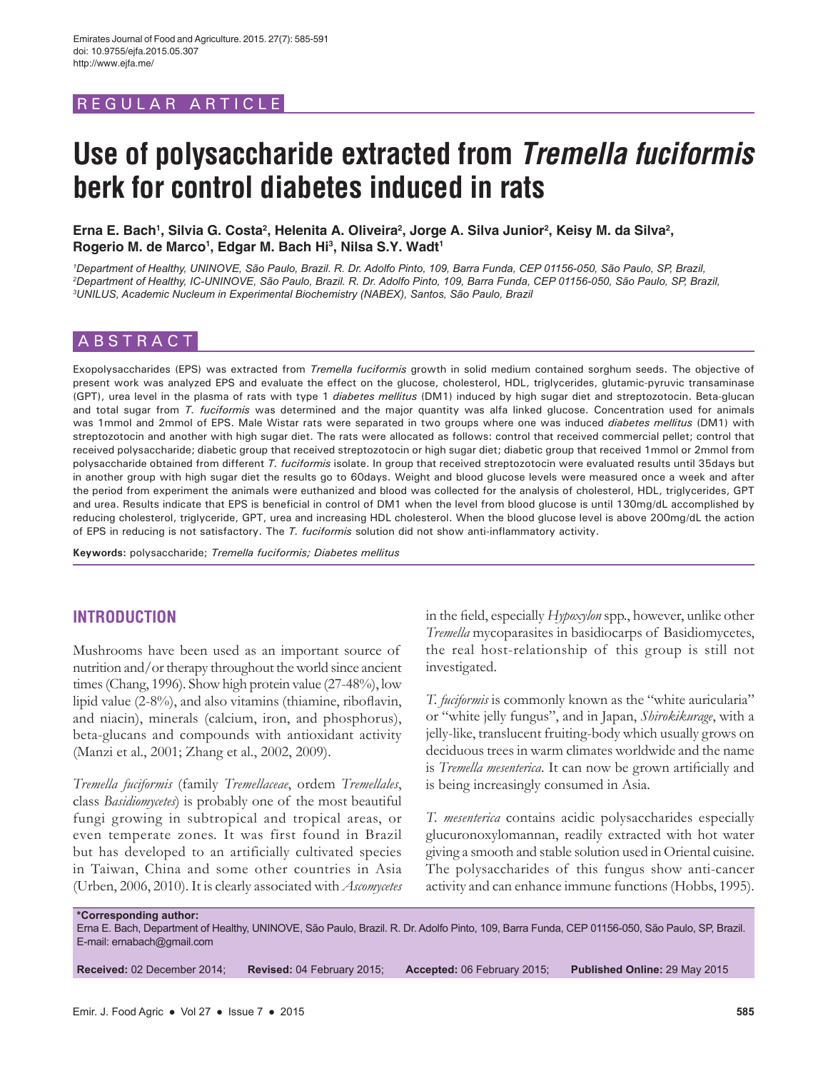REGULAR ARTICLE

# Use of polysaccharide extracted from *Tremella fuciformis* berk for control diabetes induced in rats

**Erna E. Bach[1], Silvia G. Costa[2], Helenita A. Oliveira[2], Jorge A. Silva Junior[2], Keisy M. da Silva[2], Rogerio M. de Marco[1], Edgar M. Bach Hi[3], Nilsa S.Y. Wadt[1]**

*[1]Department of Healthy, UNINOVE, São Paulo, Brazil. R. Dr. Adolfo Pinto, 109, Barra Funda, CEP 01156-050, São Paulo, SP, Brazil,*
*[2]Department of Healthy, IC-UNINOVE, São Paulo, Brazil. R. Dr. Adolfo Pinto, 109, Barra Funda, CEP 01156-050, São Paulo, SP, Brazil,*
*[3]UNILUS, Academic Nucleum in Experimental Biochemistry (NABEX), Santos, São Paulo, Brazil*

## ABSTRACT

Exopolysaccharides (EPS) was extracted from *Tremella fuciformis* growth in solid medium contained sorghum seeds. The objective of present work was analyzed EPS and evaluate the effect on the glucose, cholesterol, HDL, triglycerides, glutamic-pyruvic transaminase (GPT), urea level in the plasma of rats with type 1 *diabetes mellitus* (DM1) induced by high sugar diet and streptozotocin. Beta-glucan and total sugar from *T. fuciformis* was determined and the major quantity was alfa linked glucose. Concentration used for animals was 1mmol and 2mmol of EPS. Male Wistar rats were separated in two groups where one was induced *diabetes mellitus* (DM1) with streptozotocin and another with high sugar diet. The rats were allocated as follows: control that received commercial pellet; control that received polysaccharide; diabetic group that received streptozotocin or high sugar diet; diabetic group that received 1mmol or 2mmol from polysaccharide obtained from different *T. fuciformis* isolate. In group that received streptozotocin were evaluated results until 35days but in another group with high sugar diet the results go to 60days. Weight and blood glucose levels were measured once a week and after the period from experiment the animals were euthanized and blood was collected for the analysis of cholesterol, HDL, triglycerides, GPT and urea. Results indicate that EPS is beneficial in control of DM1 when the level from blood glucose is until 130mg/dL accomplished by reducing cholesterol, triglyceride, GPT, urea and increasing HDL cholesterol. When the blood glucose level is above 200mg/dL the action of EPS in reducing is not satisfactory. The *T. fuciformis* solution did not show anti-inflammatory activity.

**Keywords:** polysaccharide; *Tremella fuciformis; Diabetes mellitus*

## INTRODUCTION

Mushrooms have been used as an important source of nutrition and/or therapy throughout the world since ancient times (Chang, 1996). Show high protein value (27-48%), low lipid value (2-8%), and also vitamins (thiamine, riboflavin, and niacin), minerals (calcium, iron, and phosphorus), beta-glucans and compounds with antioxidant activity (Manzi et al., 2001; Zhang et al., 2002, 2009).

*Tremella fuciformis* (family *Tremellaceae*, ordem *Tremellales*, class *Basidiomycetes*) is probably one of the most beautiful fungi growing in subtropical and tropical areas, or even temperate zones. It was first found in Brazil but has developed to an artificially cultivated species in Taiwan, China and some other countries in Asia (Urben, 2006, 2010). It is clearly associated with *Ascomycetes* in the field, especially *Hypoxylon* spp., however, unlike other *Tremella* mycoparasites in basidiocarps of Basidiomycetes, the real host-relationship of this group is still not investigated.

*T. fuciformis* is commonly known as the "white auricularia" or "white jelly fungus", and in Japan, *Shirokikurage*, with a jelly-like, translucent fruiting-body which usually grows on deciduous trees in warm climates worldwide and the name is *Tremella mesenterica*. It can now be grown artificially and is being increasingly consumed in Asia.

*T. mesenterica* contains acidic polysaccharides especially glucuronoxylomannan, readily extracted with hot water giving a smooth and stable solution used in Oriental cuisine. The polysaccharides of this fungus show anti-cancer activity and can enhance immune functions (Hobbs, 1995).

**\*Corresponding author:**
Erna E. Bach, Department of Healthy, UNINOVE, São Paulo, Brazil. R. Dr. Adolfo Pinto, 109, Barra Funda, CEP 01156-050, São Paulo, SP, Brazil. E-mail: ernabach@gmail.com

**Received:** 02 December 2014; **Revised:** 04 February 2015; **Accepted:** 06 February 2015; **Published Online:** 29 May 2015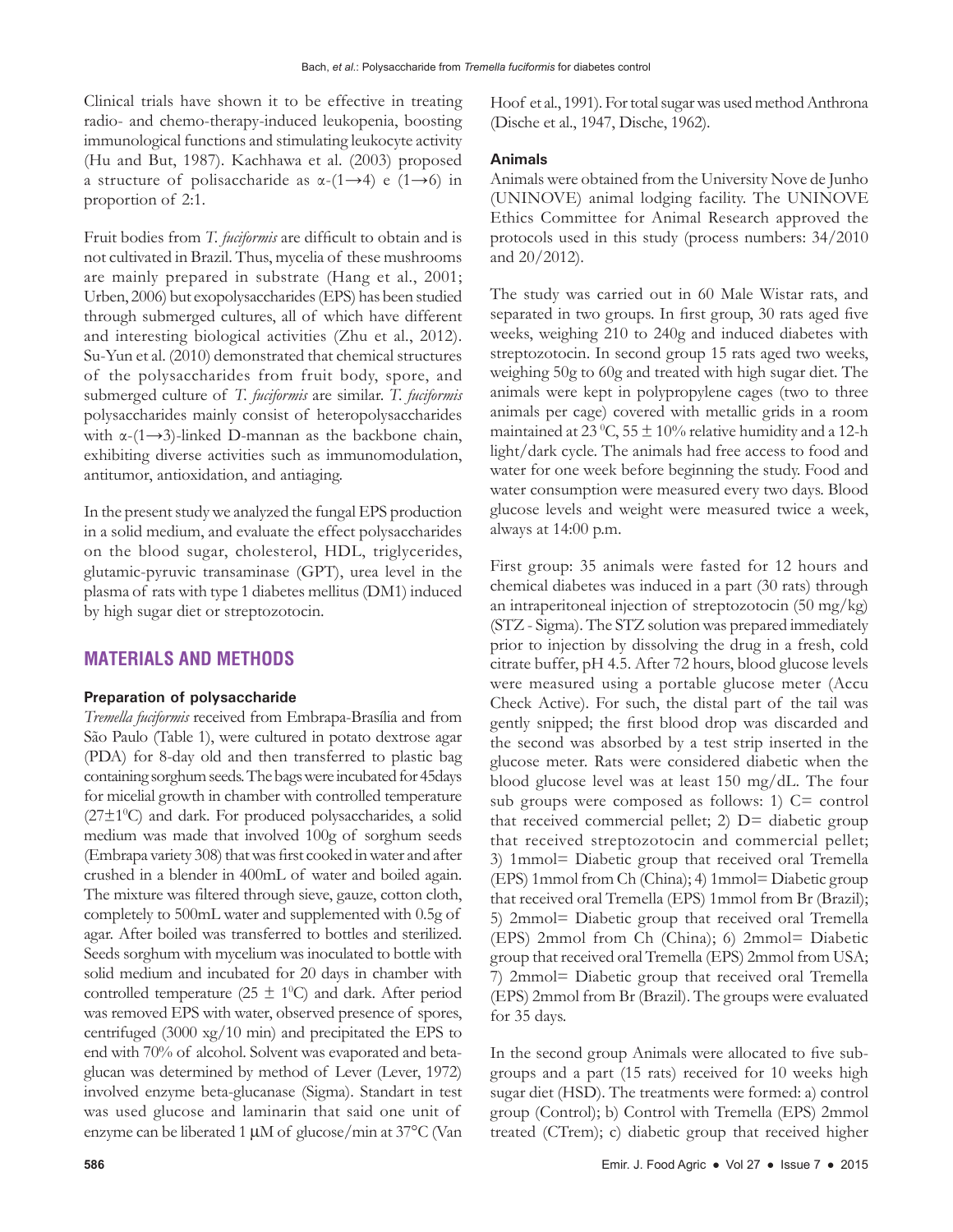Clinical trials have shown it to be effective in treating radio- and chemo-therapy-induced leukopenia, boosting immunological functions and stimulating leukocyte activity (Hu and But, 1987). Kachhawa et al. (2003) proposed a structure of polisaccharide as α-(1→4) e (1→6) in proportion of 2:1.

Fruit bodies from *T. fuciformis* are difficult to obtain and is not cultivated in Brazil. Thus, mycelia of these mushrooms are mainly prepared in substrate (Hang et al., 2001; Urben, 2006) but exopolysaccharides (EPS) has been studied through submerged cultures, all of which have different and interesting biological activities (Zhu et al., 2012). Su-Yun et al. (2010) demonstrated that chemical structures of the polysaccharides from fruit body, spore, and submerged culture of *T. fuciformis* are similar. *T. fuciformis* polysaccharides mainly consist of heteropolysaccharides with α-(1→3)-linked D-mannan as the backbone chain, exhibiting diverse activities such as immunomodulation, antitumor, antioxidation, and antiaging.

In the present study we analyzed the fungal EPS production in a solid medium, and evaluate the effect polysaccharides on the blood sugar, cholesterol, HDL, triglycerides, glutamic-pyruvic transaminase (GPT), urea level in the plasma of rats with type 1 diabetes mellitus (DM1) induced by high sugar diet or streptozotocin.

## MATERIALS AND METHODS

### Preparation of polysaccharide

*Tremella fuciformis* received from Embrapa-Brasília and from São Paulo (Table 1), were cultured in potato dextrose agar (PDA) for 8-day old and then transferred to plastic bag containing sorghum seeds. The bags were incubated for 45days for micelial growth in chamber with controlled temperature (27±1°C) and dark. For produced polysaccharides, a solid medium was made that involved 100g of sorghum seeds (Embrapa variety 308) that was first cooked in water and after crushed in a blender in 400mL of water and boiled again. The mixture was filtered through sieve, gauze, cotton cloth, completely to 500mL water and supplemented with 0.5g of agar. After boiled was transferred to bottles and sterilized. Seeds sorghum with mycelium was inoculated to bottle with solid medium and incubated for 20 days in chamber with controlled temperature (25 ± 1°C) and dark. After period was removed EPS with water, observed presence of spores, centrifuged (3000 xg/10 min) and precipitated the EPS to end with 70% of alcohol. Solvent was evaporated and beta-glucan was determined by method of Lever (Lever, 1972) involved enzyme beta-glucanase (Sigma). Standart in test was used glucose and laminarin that said one unit of enzyme can be liberated 1 μM of glucose/min at 37°C (Van Hoof et al., 1991). For total sugar was used method Anthrona (Dische et al., 1947, Dische, 1962).

### Animals

Animals were obtained from the University Nove de Junho (UNINOVE) animal lodging facility. The UNINOVE Ethics Committee for Animal Research approved the protocols used in this study (process numbers: 34/2010 and 20/2012).

The study was carried out in 60 Male Wistar rats, and separated in two groups. In first group, 30 rats aged five weeks, weighing 210 to 240g and induced diabetes with streptozotocin. In second group 15 rats aged two weeks, weighing 50g to 60g and treated with high sugar diet. The animals were kept in polypropylene cages (two to three animals per cage) covered with metallic grids in a room maintained at 23 °C, 55 ± 10% relative humidity and a 12-h light/dark cycle. The animals had free access to food and water for one week before beginning the study. Food and water consumption were measured every two days. Blood glucose levels and weight were measured twice a week, always at 14:00 p.m.

First group: 35 animals were fasted for 12 hours and chemical diabetes was induced in a part (30 rats) through an intraperitoneal injection of streptozotocin (50 mg/kg) (STZ - Sigma). The STZ solution was prepared immediately prior to injection by dissolving the drug in a fresh, cold citrate buffer, pH 4.5. After 72 hours, blood glucose levels were measured using a portable glucose meter (Accu Check Active). For such, the distal part of the tail was gently snipped; the first blood drop was discarded and the second was absorbed by a test strip inserted in the glucose meter. Rats were considered diabetic when the blood glucose level was at least 150 mg/dL. The four sub groups were composed as follows: 1) C= control that received commercial pellet; 2) D= diabetic group that received streptozotocin and commercial pellet; 3) 1mmol= Diabetic group that received oral Tremella (EPS) 1mmol from Ch (China); 4) 1mmol= Diabetic group that received oral Tremella (EPS) 1mmol from Br (Brazil); 5) 2mmol= Diabetic group that received oral Tremella (EPS) 2mmol from Ch (China); 6) 2mmol= Diabetic group that received oral Tremella (EPS) 2mmol from USA; 7) 2mmol= Diabetic group that received oral Tremella (EPS) 2mmol from Br (Brazil). The groups were evaluated for 35 days.

In the second group Animals were allocated to five sub-groups and a part (15 rats) received for 10 weeks high sugar diet (HSD). The treatments were formed: a) control group (Control); b) Control with Tremella (EPS) 2mmol treated (CTrem); c) diabetic group that received higher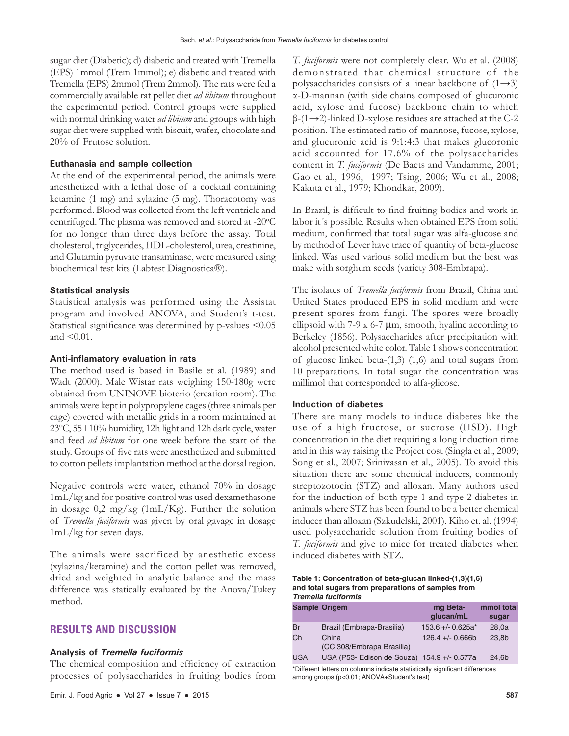sugar diet (Diabetic); d) diabetic and treated with Tremella (EPS) 1mmol (Trem 1mmol); e) diabetic and treated with Tremella (EPS) 2mmol (Trem 2mmol). The rats were fed a commercially available rat pellet diet *ad libitum* throughout the experimental period. Control groups were supplied with normal drinking water *ad libitum* and groups with high sugar diet were supplied with biscuit, wafer, chocolate and 20% of Frutose solution.

### Euthanasia and sample collection

At the end of the experimental period, the animals were anesthetized with a lethal dose of a cocktail containing ketamine (1 mg) and xylazine (5 mg). Thoracotomy was performed. Blood was collected from the left ventricle and centrifuged. The plasma was removed and stored at -20°C for no longer than three days before the assay. Total cholesterol, triglycerides, HDL-cholesterol, urea, creatinine, and Glutamin pyruvate transaminase, were measured using biochemical test kits (Labtest Diagnostica®).

### Statistical analysis

Statistical analysis was performed using the Assistat program and involved ANOVA, and Student's t-test. Statistical significance was determined by p-values <0.05 and <0.01.

### Anti-inflamatory evaluation in rats

The method used is based in Basile et al. (1989) and Wadt (2000). Male Wistar rats weighing 150-180g were obtained from UNINOVE bioterio (creation room). The animals were kept in polypropylene cages (three animals per cage) covered with metallic grids in a room maintained at 23ºC, 55+10% humidity, 12h light and 12h dark cycle, water and feed *ad libitum* for one week before the start of the study. Groups of five rats were anesthetized and submitted to cotton pellets implantation method at the dorsal region.

Negative controls were water, ethanol 70% in dosage 1mL/kg and for positive control was used dexamethasone in dosage 0,2 mg/kg (1mL/Kg). Further the solution of *Tremella fuciformis* was given by oral gavage in dosage 1mL/kg for seven days.

The animals were sacrificed by anesthetic excess (xylazina/ketamine) and the cotton pellet was removed, dried and weighted in analytic balance and the mass difference was statically evaluated by the Anova/Tukey method.

## RESULTS AND DISCUSSION

### Analysis of *Tremella fuciformis*

The chemical composition and efficiency of extraction processes of polysaccharides in fruiting bodies from *T. fuciformis* were not completely clear. Wu et al. (2008) demonstrated that chemical structure of the polysaccharides consists of a linear backbone of (1→3) α-D-mannan (with side chains composed of glucuronic acid, xylose and fucose) backbone chain to which β-(1→2)-linked D-xylose residues are attached at the C-2 position. The estimated ratio of mannose, fucose, xylose, and glucuronic acid is 9:1:4:3 that makes glucoronic acid accounted for 17.6% of the polysaccharides content in *T. fuciformis* (De Baets and Vandamme, 2001; Gao et al., 1996, 1997; Tsing, 2006; Wu et al., 2008; Kakuta et al., 1979; Khondkar, 2009).

In Brazil, is difficult to find fruiting bodies and work in labor it´s possible. Results when obtained EPS from solid medium, confirmed that total sugar was alfa-glucose and by method of Lever have trace of quantity of beta-glucose linked. Was used various solid medium but the best was make with sorghum seeds (variety 308-Embrapa).

The isolates of *Tremella fuciformis* from Brazil, China and United States produced EPS in solid medium and were present spores from fungi. The spores were broadly ellipsoid with 7-9 x 6-7 μm, smooth, hyaline according to Berkeley (1856). Polysaccharides after precipitation with alcohol presented white color. Table 1 shows concentration of glucose linked beta-(1,3) (1,6) and total sugars from 10 preparations. In total sugar the concentration was millimol that corresponded to alfa-glicose.

### Induction of diabetes

There are many models to induce diabetes like the use of a high fructose, or sucrose (HSD). High concentration in the diet requiring a long induction time and in this way raising the Project cost (Singla et al., 2009; Song et al., 2007; Srinivasan et al., 2005). To avoid this situation there are some chemical inducers, commonly streptozotocin (STZ) and alloxan. Many authors used for the induction of both type 1 and type 2 diabetes in animals where STZ has been found to be a better chemical inducer than alloxan (Szkudelski, 2001). Kiho et. al. (1994) used polysaccharide solution from fruiting bodies of *T. fuciformis* and give to mice for treated diabetes when induced diabetes with STZ.

**Table 1: Concentration of beta-glucan linked-(1,3)(1,6) and total sugars from preparations of samples from *Tremella fuciformis***

| Sample | Origem | mg Beta-glucan/mL | mmol total sugar |
|---|---|---|---|
| Br | Brazil (Embrapa-Brasilia) | 153.6 +/- 0.625a* | 28,0a |
| Ch | China (CC 308/Embrapa Brasilia) | 126.4 +/- 0.666b | 23,8b |
| USA | USA (P53- Edison de Souza) | 154.9 +/- 0.577a | 24,6b |

*Different letters on columns indicate statistically significant differences among groups (p<0.01; ANOVA+Student's test)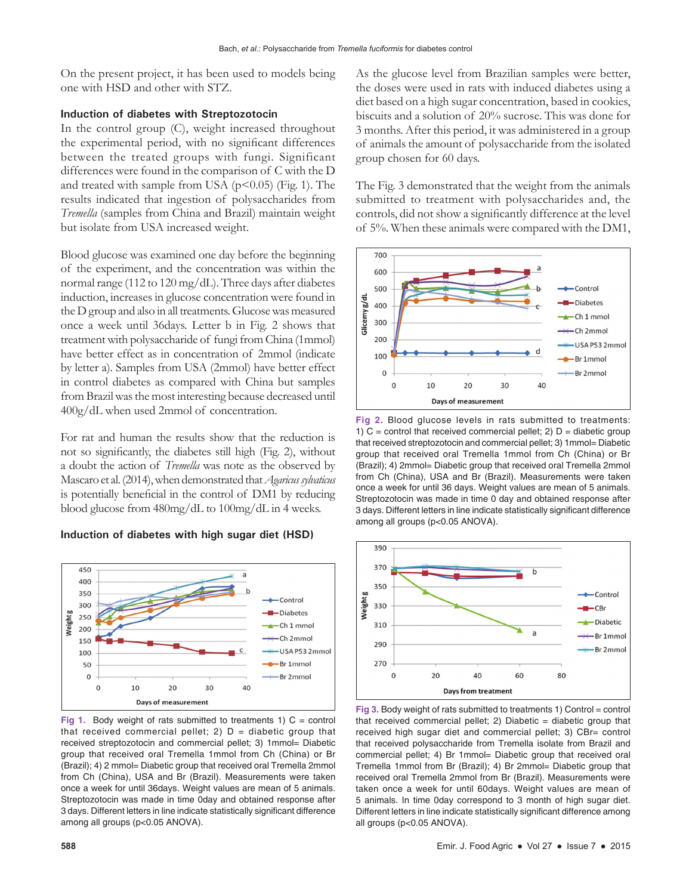On the present project, it has been used to models being one with HSD and other with STZ.

### Induction of diabetes with Streptozotocin

In the control group (C), weight increased throughout the experimental period, with no significant differences between the treated groups with fungi. Significant differences were found in the comparison of C with the D and treated with sample from USA (p<0.05) (Fig. 1). The results indicated that ingestion of polysaccharides from *Tremella* (samples from China and Brazil) maintain weight but isolate from USA increased weight.

Blood glucose was examined one day before the beginning of the experiment, and the concentration was within the normal range (112 to 120 mg/dL). Three days after diabetes induction, increases in glucose concentration were found in the D group and also in all treatments. Glucose was measured once a week until 36days. Letter b in Fig. 2 shows that treatment with polysaccharide of fungi from China (1mmol) have better effect as in concentration of 2mmol (indicate by letter a). Samples from USA (2mmol) have better effect in control diabetes as compared with China but samples from Brazil was the most interesting because decreased until 400g/dL when used 2mmol of concentration.

For rat and human the results show that the reduction is not so significantly, the diabetes still high (Fig. 2), without a doubt the action of *Tremella* was note as the observed by Mascaro et al. (2014), when demonstrated that *Agaricus sylvaticus* is potentially beneficial in the control of DM1 by reducing blood glucose from 480mg/dL to 100mg/dL in 4 weeks.

### Induction of diabetes with high sugar diet (HSD)

Fig 1. Body weight of rats submitted to treatments 1) C = control that received commercial pellet; 2) D = diabetic group that received streptozotocin and commercial pellet; 3) 1mmol= Diabetic group that received oral Tremella 1mmol from Ch (China) or Br (Brazil); 4) 2 mmol= Diabetic group that received oral Tremella 2mmol from Ch (China), USA and Br (Brazil). Measurements were taken once a week for until 36days. Weight values are mean of 5 animals. Streptozotocin was made in time 0day and obtained response after 3 days. Different letters in line indicate statistically significant difference among all groups (p<0.05 ANOVA).

As the glucose level from Brazilian samples were better, the doses were used in rats with induced diabetes using a diet based on a high sugar concentration, based in cookies, biscuits and a solution of 20% sucrose. This was done for 3 months. After this period, it was administered in a group of animals the amount of polysaccharide from the isolated group chosen for 60 days.

The Fig. 3 demonstrated that the weight from the animals submitted to treatment with polysaccharides and, the controls, did not show a significantly difference at the level of 5%. When these animals were compared with the DM1,

Fig 2. Blood glucose levels in rats submitted to treatments: 1) C = control that received commercial pellet; 2) D = diabetic group that received streptozotocin and commercial pellet; 3) 1mmol= Diabetic group that received oral Tremella 1mmol from Ch (China) or Br (Brazil); 4) 2mmol= Diabetic group that received oral Tremella 2mmol from Ch (China), USA and Br (Brazil). Measurements were taken once a week for until 36 days. Weight values are mean of 5 animals. Streptozotocin was made in time 0 day and obtained response after 3 days. Different letters in line indicate statistically significant difference among all groups (p<0.05 ANOVA).

Fig 3. Body weight of rats submitted to treatments 1) Control = control that received commercial pellet; 2) Diabetic = diabetic group that received high sugar diet and commercial pellet; 3) CBr= control that received polysaccharide from Tremella isolate from Brazil and commercial pellet; 4) Br 1mmol= Diabetic group that received oral Tremella 1mmol from Br (Brazil); 4) Br 2mmol= Diabetic group that received oral Tremella 2mmol from Br (Brazil). Measurements were taken once a week for until 60days. Weight values are mean of 5 animals. In time 0day correspond to 3 month of high sugar diet. Different letters in line indicate statistically significant difference among all groups (p<0.05 ANOVA).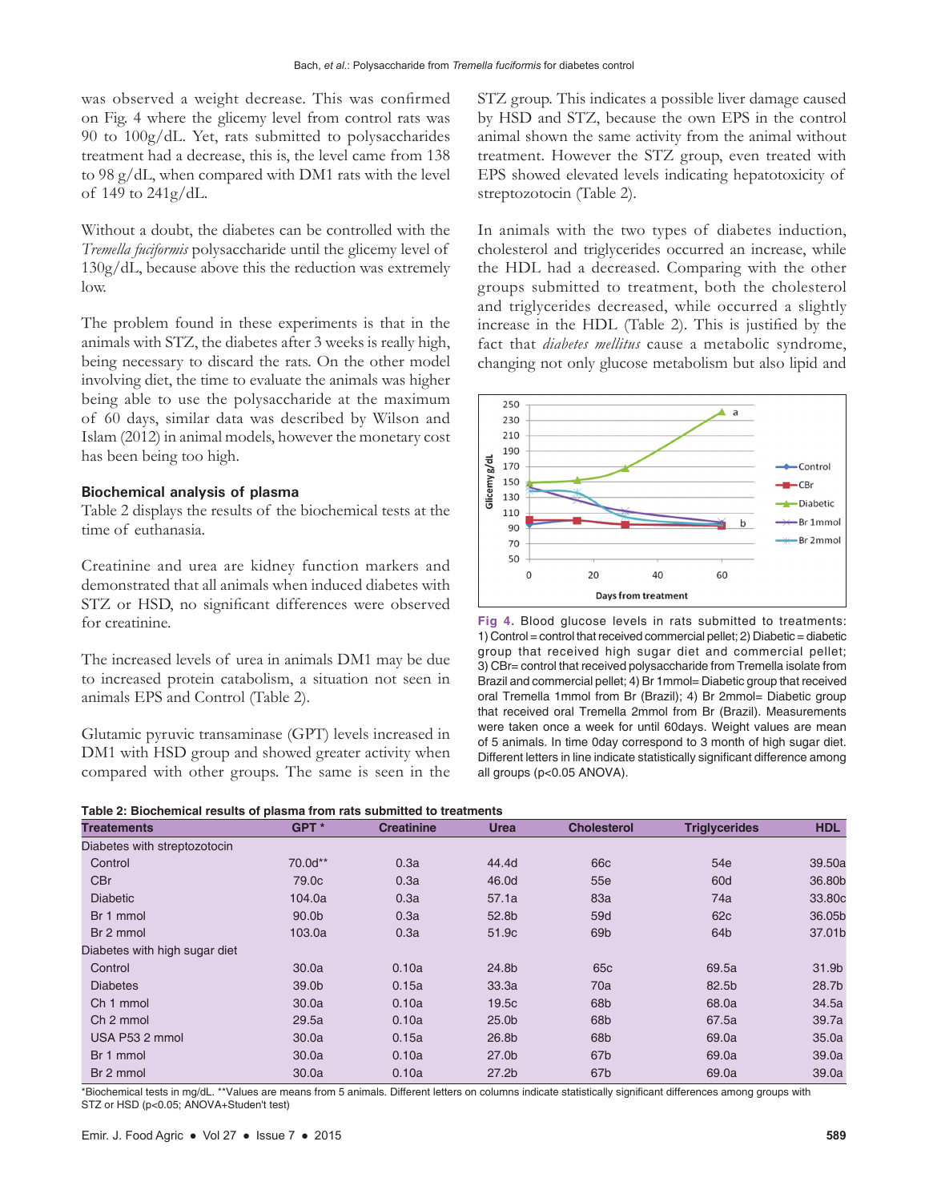was observed a weight decrease. This was confirmed on Fig. 4 where the glicemy level from control rats was 90 to 100g/dL. Yet, rats submitted to polysaccharides treatment had a decrease, this is, the level came from 138 to 98 g/dL, when compared with DM1 rats with the level of 149 to 241g/dL.

Without a doubt, the diabetes can be controlled with the *Tremella fuciformis* polysaccharide until the glicemy level of 130g/dL, because above this the reduction was extremely low.

The problem found in these experiments is that in the animals with STZ, the diabetes after 3 weeks is really high, being necessary to discard the rats. On the other model involving diet, the time to evaluate the animals was higher being able to use the polysaccharide at the maximum of 60 days, similar data was described by Wilson and Islam (2012) in animal models, however the monetary cost has been being too high.

### Biochemical analysis of plasma

Table 2 displays the results of the biochemical tests at the time of euthanasia.

Creatinine and urea are kidney function markers and demonstrated that all animals when induced diabetes with STZ or HSD, no significant differences were observed for creatinine.

The increased levels of urea in animals DM1 may be due to increased protein catabolism, a situation not seen in animals EPS and Control (Table 2).

Glutamic pyruvic transaminase (GPT) levels increased in DM1 with HSD group and showed greater activity when compared with other groups. The same is seen in the STZ group. This indicates a possible liver damage caused by HSD and STZ, because the own EPS in the control animal shown the same activity from the animal without treatment. However the STZ group, even treated with EPS showed elevated levels indicating hepatotoxicity of streptozotocin (Table 2).

In animals with the two types of diabetes induction, cholesterol and triglycerides occurred an increase, while the HDL had a decreased. Comparing with the other groups submitted to treatment, both the cholesterol and triglycerides decreased, while occurred a slightly increase in the HDL (Table 2). This is justified by the fact that *diabetes mellitus* cause a metabolic syndrome, changing not only glucose metabolism but also lipid and

**Fig 4.** Blood glucose levels in rats submitted to treatments: 1) Control = control that received commercial pellet; 2) Diabetic = diabetic group that received high sugar diet and commercial pellet; 3) CBr= control that received polysaccharide from Tremella isolate from Brazil and commercial pellet; 4) Br 1mmol= Diabetic group that received oral Tremella 1mmol from Br (Brazil); 4) Br 2mmol= Diabetic group that received oral Tremella 2mmol from Br (Brazil). Measurements were taken once a week for until 60days. Weight values are mean of 5 animals. In time 0day correspond to 3 month of high sugar diet. Different letters in line indicate statistically significant difference among all groups (p<0.05 ANOVA).

**Table 2: Biochemical results of plasma from rats submitted to treatments**

| Treatements | GPT * | Creatinine | Urea | Cholesterol | Triglycerides | HDL |
|---|---|---|---|---|---|---|
| Diabetes with streptozotocin | | | | | | |
| Control | 70.0d** | 0.3a | 44.4d | 66c | 54e | 39.50a |
| CBr | 79.0c | 0.3a | 46.0d | 55e | 60d | 36.80b |
| Diabetic | 104.0a | 0.3a | 57.1a | 83a | 74a | 33.80c |
| Br 1 mmol | 90.0b | 0.3a | 52.8b | 59d | 62c | 36.05b |
| Br 2 mmol | 103.0a | 0.3a | 51.9c | 69b | 64b | 37.01b |
| Diabetes with high sugar diet | | | | | | |
| Control | 30.0a | 0.10a | 24.8b | 65c | 69.5a | 31.9b |
| Diabetes | 39.0b | 0.15a | 33.3a | 70a | 82.5b | 28.7b |
| Ch 1 mmol | 30.0a | 0.10a | 19.5c | 68b | 68.0a | 34.5a |
| Ch 2 mmol | 29.5a | 0.10a | 25.0b | 68b | 67.5a | 39.7a |
| USA P53 2 mmol | 30.0a | 0.15a | 26.8b | 68b | 69.0a | 35.0a |
| Br 1 mmol | 30.0a | 0.10a | 27.0b | 67b | 69.0a | 39.0a |
| Br 2 mmol | 30.0a | 0.10a | 27.2b | 67b | 69.0a | 39.0a |

*Biochemical tests in mg/dL. **Values are means from 5 animals. Different letters on columns indicate statistically significant differences among groups with STZ or HSD (p<0.05; ANOVA+Student't test)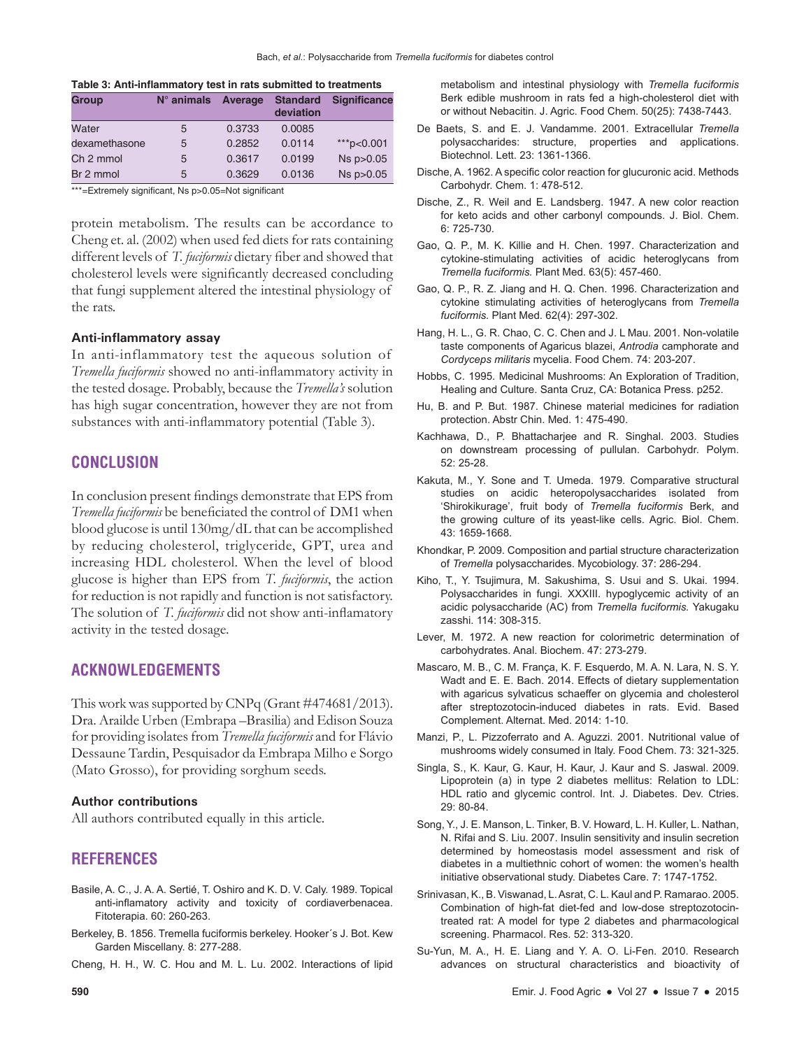**Table 3: Anti-inflammatory test in rats submitted to treatments**

| Group | N° animals | Average | Standard deviation | Significance |
|---|---|---|---|---|
| Water | 5 | 0.3733 | 0.0085 | |
| dexamethasone | 5 | 0.2852 | 0.0114 | ***p<0.001 |
| Ch 2 mmol | 5 | 0.3617 | 0.0199 | Ns p>0.05 |
| Br 2 mmol | 5 | 0.3629 | 0.0136 | Ns p>0.05 |

***=Extremely significant, Ns p>0.05=Not significant

protein metabolism. The results can be accordance to Cheng et. al. (2002) when used fed diets for rats containing different levels of *T. fuciformis* dietary fiber and showed that cholesterol levels were significantly decreased concluding that fungi supplement altered the intestinal physiology of the rats.

### Anti-inflammatory assay

In anti-inflammatory test the aqueous solution of *Tremella fuciformis* showed no anti-inflammatory activity in the tested dosage. Probably, because the *Tremella's* solution has high sugar concentration, however they are not from substances with anti-inflammatory potential (Table 3).

## CONCLUSION

In conclusion present findings demonstrate that EPS from *Tremella fuciformis* be beneficiated the control of DM1 when blood glucose is until 130mg/dL that can be accomplished by reducing cholesterol, triglyceride, GPT, urea and increasing HDL cholesterol. When the level of blood glucose is higher than EPS from *T. fuciformis*, the action for reduction is not rapidly and function is not satisfactory. The solution of *T. fuciformis* did not show anti-inflamatory activity in the tested dosage.

## ACKNOWLEDGEMENTS

This work was supported by CNPq (Grant #474681/2013). Dra. Arailde Urben (Embrapa –Brasilia) and Edison Souza for providing isolates from *Tremella fuciformis* and for Flávio Dessaune Tardin, Pesquisador da Embrapa Milho e Sorgo (Mato Grosso), for providing sorghum seeds.

### Author contributions

All authors contributed equally in this article.

## REFERENCES

Basile, A. C., J. A. A. Sertié, T. Oshiro and K. D. V. Caly. 1989. Topical anti-inflamatory activity and toxicity of cordiaverbenacea. Fitoterapia. 60: 260-263.

Berkeley, B. 1856. Tremella fuciformis berkeley. Hooker´s J. Bot. Kew Garden Miscellany. 8: 277-288.

Cheng, H. H., W. C. Hou and M. L. Lu. 2002. Interactions of lipid metabolism and intestinal physiology with *Tremella fuciformis* Berk edible mushroom in rats fed a high-cholesterol diet with or without Nebacitin. J. Agric. Food Chem. 50(25): 7438-7443.

De Baets, S. and E. J. Vandamme. 2001. Extracellular *Tremella* polysaccharides: structure, properties and applications. Biotechnol. Lett. 23: 1361-1366.

Dische, A. 1962. A specific color reaction for glucuronic acid. Methods Carbohydr. Chem. 1: 478-512.

Dische, Z., R. Weil and E. Landsberg. 1947. A new color reaction for keto acids and other carbonyl compounds. J. Biol. Chem. 6: 725-730.

Gao, Q. P., M. K. Killie and H. Chen. 1997. Characterization and cytokine-stimulating activities of acidic heteroglycans from *Tremella fuciformis.* Plant Med. 63(5): 457-460.

Gao, Q. P., R. Z. Jiang and H. Q. Chen. 1996. Characterization and cytokine stimulating activities of heteroglycans from *Tremella fuciformis*. Plant Med. 62(4): 297-302.

Hang, H. L., G. R. Chao, C. C. Chen and J. L Mau. 2001. Non-volatile taste components of Agaricus blazei, *Antrodia* camphorate and *Cordyceps militaris* mycelia. Food Chem. 74: 203-207.

Hobbs, C. 1995. Medicinal Mushrooms: An Exploration of Tradition, Healing and Culture. Santa Cruz, CA: Botanica Press. p252.

Hu, B. and P. But. 1987. Chinese material medicines for radiation protection. Abstr Chin. Med. 1: 475-490.

Kachhawa, D., P. Bhattacharjee and R. Singhal. 2003. Studies on downstream processing of pullulan. Carbohydr. Polym. 52: 25-28.

Kakuta, M., Y. Sone and T. Umeda. 1979. Comparative structural studies on acidic heteropolysaccharides isolated from 'Shirokikurage', fruit body of *Tremella fuciformis* Berk, and the growing culture of its yeast-like cells. Agric. Biol. Chem. 43: 1659-1668.

Khondkar, P. 2009. Composition and partial structure characterization of *Tremella* polysaccharides. Mycobiology. 37: 286-294.

Kiho, T., Y. Tsujimura, M. Sakushima, S. Usui and S. Ukai. 1994. Polysaccharides in fungi. XXXIII. hypoglycemic activity of an acidic polysaccharide (AC) from *Tremella fuciformis.* Yakugaku zasshi. 114: 308-315.

Lever, M. 1972. A new reaction for colorimetric determination of carbohydrates. Anal. Biochem. 47: 273-279.

Mascaro, M. B., C. M. França, K. F. Esquerdo, M. A. N. Lara, N. S. Y. Wadt and E. E. Bach. 2014. Effects of dietary supplementation with agaricus sylvaticus schaeffer on glycemia and cholesterol after streptozotocin-induced diabetes in rats. Evid. Based Complement. Alternat. Med. 2014: 1-10.

Manzi, P., L. Pizzoferrato and A. Aguzzi. 2001. Nutritional value of mushrooms widely consumed in Italy. Food Chem. 73: 321-325.

Singla, S., K. Kaur, G. Kaur, H. Kaur, J. Kaur and S. Jaswal. 2009. Lipoprotein (a) in type 2 diabetes mellitus: Relation to LDL: HDL ratio and glycemic control. Int. J. Diabetes. Dev. Ctries. 29: 80-84.

Song, Y., J. E. Manson, L. Tinker, B. V. Howard, L. H. Kuller, L. Nathan, N. Rifai and S. Liu. 2007. Insulin sensitivity and insulin secretion determined by homeostasis model assessment and risk of diabetes in a multiethnic cohort of women: the women's health initiative observational study. Diabetes Care. 7: 1747-1752.

Srinivasan, K., B. Viswanad, L. Asrat, C. L. Kaul and P. Ramarao. 2005. Combination of high-fat diet-fed and low-dose streptozotocin-treated rat: A model for type 2 diabetes and pharmacological screening. Pharmacol. Res. 52: 313-320.

Su-Yun, M. A., H. E. Liang and Y. A. O. Li-Fen. 2010. Research advances on structural characteristics and bioactivity of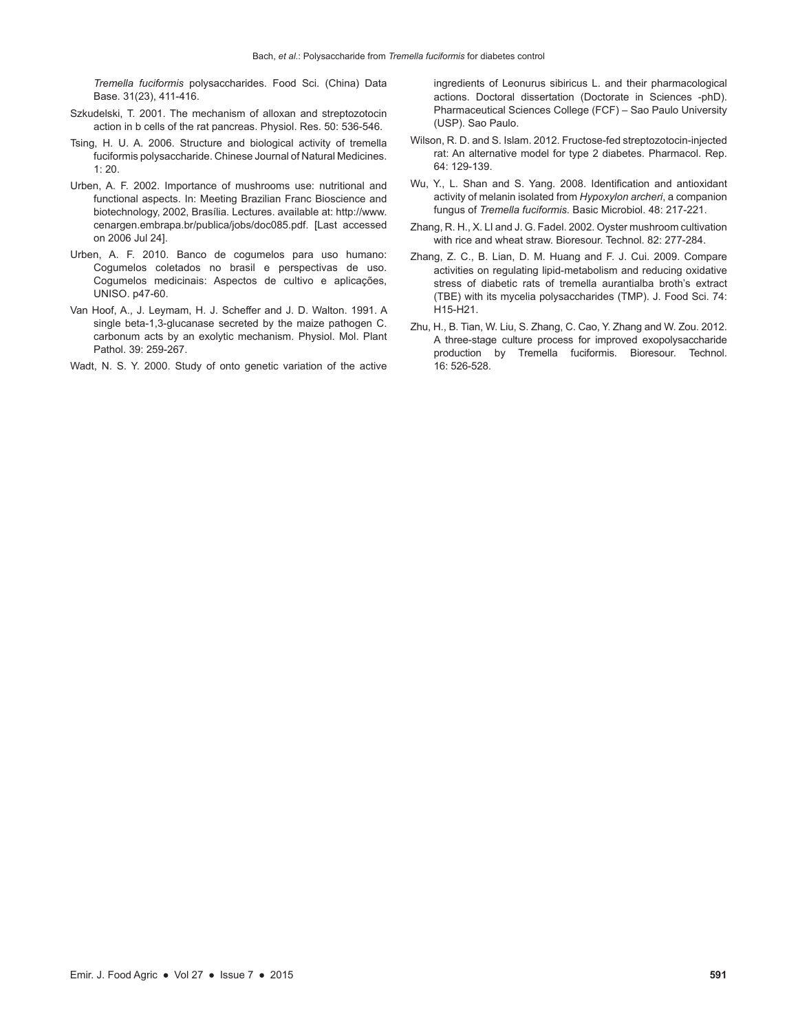*Tremella fuciformis* polysaccharides. Food Sci. (China) Data Base. 31(23), 411-416.

Szkudelski, T. 2001. The mechanism of alloxan and streptozotocin action in b cells of the rat pancreas. Physiol. Res. 50: 536-546.

Tsing, H. U. A. 2006. Structure and biological activity of tremella fuciformis polysaccharide. Chinese Journal of Natural Medicines. 1: 20.

Urben, A. F. 2002. Importance of mushrooms use: nutritional and functional aspects. In: Meeting Brazilian Franc Bioscience and biotechnology, 2002, Brasília. Lectures. available at: http://www.cenargen.embrapa.br/publica/jobs/doc085.pdf. [Last accessed on 2006 Jul 24].

Urben, A. F. 2010. Banco de cogumelos para uso humano: Cogumelos coletados no brasil e perspectivas de uso. Cogumelos medicinais: Aspectos de cultivo e aplicações, UNISO. p47-60.

Van Hoof, A., J. Leymam, H. J. Scheffer and J. D. Walton. 1991. A single beta-1,3-glucanase secreted by the maize pathogen C. carbonum acts by an exolytic mechanism. Physiol. Mol. Plant Pathol. 39: 259-267.

Wadt, N. S. Y. 2000. Study of onto genetic variation of the active ingredients of Leonurus sibiricus L. and their pharmacological actions. Doctoral dissertation (Doctorate in Sciences -phD). Pharmaceutical Sciences College (FCF) – Sao Paulo University (USP). Sao Paulo.

Wilson, R. D. and S. Islam. 2012. Fructose-fed streptozotocin-injected rat: An alternative model for type 2 diabetes. Pharmacol. Rep. 64: 129-139.

Wu, Y., L. Shan and S. Yang. 2008. Identification and antioxidant activity of melanin isolated from *Hypoxylon archeri*, a companion fungus of *Tremella fuciformis.* Basic Microbiol. 48: 217-221.

Zhang, R. H., X. LI and J. G. Fadel. 2002. Oyster mushroom cultivation with rice and wheat straw. Bioresour. Technol. 82: 277-284.

Zhang, Z. C., B. Lian, D. M. Huang and F. J. Cui. 2009. Compare activities on regulating lipid-metabolism and reducing oxidative stress of diabetic rats of tremella aurantialba broth's extract (TBE) with its mycelia polysaccharides (TMP). J. Food Sci. 74: H15-H21.

Zhu, H., B. Tian, W. Liu, S. Zhang, C. Cao, Y. Zhang and W. Zou. 2012. A three-stage culture process for improved exopolysaccharide production by Tremella fuciformis. Bioresour. Technol. 16: 526-528.